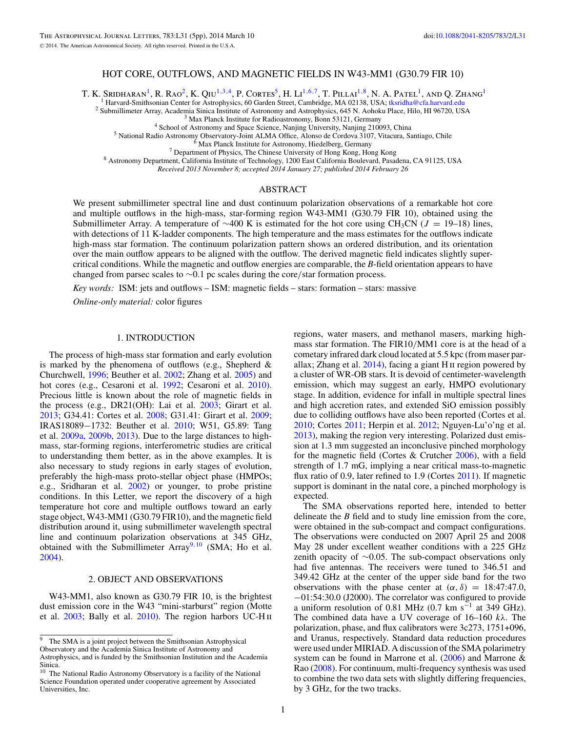# HOT CORE, OUTFLOWS, AND MAGNETIC FIELDS IN W43-MM1 (G30.79 FIR 10)

T. K. Sridharan[1], R. Rao[2], K. Qiu[1,3,4], P. Cortes[5], H. Li[1,6,7], T. Pillai[1,8], N. A. Patel[1], and Q. Zhang[1]

[1] Harvard-Smithsonian Center for Astrophysics, 60 Garden Street, Cambridge, MA 02138, USA; tksridha@cfa.harvard.edu
[2] Submillimeter Array, Academia Sinica Institute of Astronomy and Astrophysics, 645 N. Aohoku Place, Hilo, HI 96720, USA
[3] Max Planck Institute for Radioastronomy, Bonn 53121, Germany
[4] School of Astronomy and Space Science, Nanjing University, Nanjing 210093, China
[5] National Radio Astronomy Observatory-Joint ALMA Office, Alonso de Cordova 3107, Vitacura, Santiago, Chile
[6] Max Planck Institute for Astronomy, Hiedelberg, Germany
[7] Department of Physics, The Chinese University of Hong Kong, Hong Kong
[8] Astronomy Department, California Institute of Technology, 1200 East California Boulevard, Pasadena, CA 91125, USA

*Received 2013 November 8; accepted 2014 January 27; published 2014 February 26*

## ABSTRACT

We present submillimeter spectral line and dust continuum polarization observations of a remarkable hot core and multiple outflows in the high-mass, star-forming region W43-MM1 (G30.79 FIR 10), obtained using the Submillimeter Array. A temperature of ∼400 K is estimated for the hot core using $CH_3CN$ ($J$ = 19–18) lines, with detections of 11 K-ladder components. The high temperature and the mass estimates for the outflows indicate high-mass star formation. The continuum polarization pattern shows an ordered distribution, and its orientation over the main outflow appears to be aligned with the outflow. The derived magnetic field indicates slightly super-critical conditions. While the magnetic and outflow energies are comparable, the *B*-field orientation appears to have changed from parsec scales to ∼0.1 pc scales during the core/star formation process.

*Key words:* ISM: jets and outflows – ISM: magnetic fields – stars: formation – stars: massive

*Online-only material:* color figures

## 1. INTRODUCTION

The process of high-mass star formation and early evolution is marked by the phenomena of outflows (e.g., Shepherd & Churchwell, 1996; Beuther et al. 2002; Zhang et al. 2005) and hot cores (e.g., Cesaroni et al. 1992; Cesaroni et al. 2010). Precious little is known about the role of magnetic fields in the process (e.g., DR21(OH): Lai et al. 2003; Girart et al. 2013; G34.41: Cortes et al. 2008; G31.41: Girart et al. 2009; IRAS18089−1732: Beuther et al. 2010; W51, G5.89: Tang et al. 2009a, 2009b, 2013). Due to the large distances to high-mass, star-forming regions, interferometric studies are critical to understanding them better, as in the above examples. It is also necessary to study regions in early stages of evolution, preferably the high-mass proto-stellar object phase (HMPOs; e.g., Sridharan et al. 2002) or younger, to probe pristine conditions. In this Letter, we report the discovery of a high temperature hot core and multiple outflows toward an early stage object, W43-MM1 (G30.79 FIR10), and the magnetic field distribution around it, using submillimeter wavelength spectral line and continuum polarization observations at 345 GHz, obtained with the Submillimeter Array[9,10] (SMA; Ho et al. 2004).

## 2. OBJECT AND OBSERVATIONS

W43-MM1, also known as G30.79 FIR 10, is the brightest dust emission core in the W43 "mini-starburst" region (Motte et al. 2003; Bally et al. 2010). The region harbors UC-H II regions, water masers, and methanol masers, marking high-mass star formation. The FIR10/MM1 core is at the head of a cometary infrared dark cloud located at 5.5 kpc (from maser parallax; Zhang et al. 2014), facing a giant H II region powered by a cluster of WR-OB stars. It is devoid of centimeter-wavelength emission, which may suggest an early, HMPO evolutionary stage. In addition, evidence for infall in multiple spectral lines and high accretion rates, and extended SiO emission possibly due to colliding outflows have also been reported (Cortes et al. 2010; Cortes 2011; Herpin et al. 2012; Nguyen-Lu'o'ng et al. 2013), making the region very interesting. Polarized dust emission at 1.3 mm suggested an inconclusive pinched morphology for the magnetic field (Cortes & Crutcher 2006), with a field strength of 1.7 mG, implying a near critical mass-to-magnetic flux ratio of 0.9, later refined to 1.9 (Cortes 2011). If magnetic support is dominant in the natal core, a pinched morphology is expected.

The SMA observations reported here, intended to better delineate the *B* field and to study line emission from the core, were obtained in the sub-compact and compact configurations. The observations were conducted on 2007 April 25 and 2008 May 28 under excellent weather conditions with a 225 GHz zenith opacity of ∼0.05. The sub-compact observations only had five antennas. The receivers were tuned to 346.51 and 349.42 GHz at the center of the upper side band for the two observations with the phase center at ($\alpha, \delta$) = 18:47:47.0, −01:54:30.0 (J2000). The correlator was configured to provide a uniform resolution of 0.81 MHz (0.7 km $s^{-1}$ at 349 GHz). The combined data have a UV coverage of 16–160 $k\lambda$. The polarization, phase, and flux calibrators were 3c273, 1751+096, and Uranus, respectively. Standard data reduction procedures were used under MIRIAD. A discussion of the SMA polarimetry system can be found in Marrone et al. (2006) and Marrone & Rao (2008). For continuum, multi-frequency synthesis was used to combine the two data sets with slightly differing frequencies, by 3 GHz, for the two tracks.

[9] The SMA is a joint project between the Smithsonian Astrophysical Observatory and the Academia Sinica Institute of Astronomy and Astrophysics, and is funded by the Smithsonian Institution and the Academia Sinica.

[10] The National Radio Astronomy Observatory is a facility of the National Science Foundation operated under cooperative agreement by Associated Universities, Inc.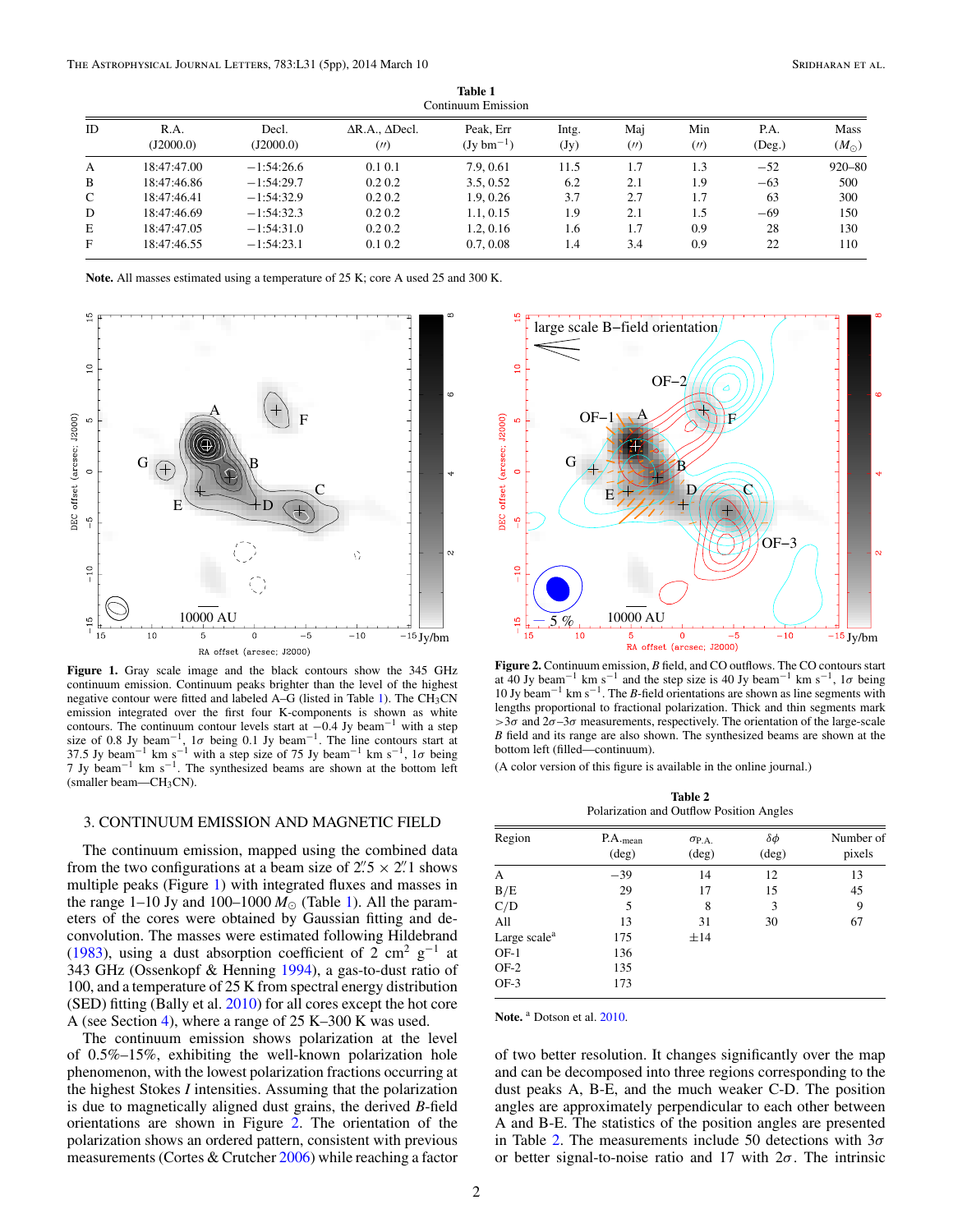**Table 1**
Continuum Emission

| ID | R.A. (J2000.0) | Decl. (J2000.0) | ΔR.A., ΔDecl. (″) | Peak, Err (Jy bm$^{-1}$) | Intg. (Jy) | Maj (″) | Min (″) | P.A. (Deg.) | Mass ($M_\odot$) |
|---|---|---|---|---|---|---|---|---|---|
| A | 18:47:47.00 | −1:54:26.6 | 0.1 0.1 | 7.9, 0.61 | 11.5 | 1.7 | 1.3 | −52 | 920–80 |
| B | 18:47:46.86 | −1:54:29.7 | 0.2 0.2 | 3.5, 0.52 | 6.2 | 2.1 | 1.9 | −63 | 500 |
| C | 18:47:46.41 | −1:54:32.9 | 0.2 0.2 | 1.9, 0.26 | 3.7 | 2.7 | 1.7 | 63 | 300 |
| D | 18:47:46.69 | −1:54:32.3 | 0.2 0.2 | 1.1, 0.15 | 1.9 | 2.1 | 1.5 | −69 | 150 |
| E | 18:47:47.05 | −1:54:31.0 | 0.2 0.2 | 1.2, 0.16 | 1.6 | 1.7 | 0.9 | 28 | 130 |
| F | 18:47:46.55 | −1:54:23.1 | 0.1 0.2 | 0.7, 0.08 | 1.4 | 3.4 | 0.9 | 22 | 110 |

**Note.** All masses estimated using a temperature of 25 K; core A used 25 and 300 K.

**Figure 1.** Gray scale image and the black contours show the 345 GHz continuum emission. Continuum peaks brighter than the level of the highest negative contour were fitted and labeled A–G (listed in Table 1). The $CH_3CN$ emission integrated over the first four K-components is shown as white contours. The continuum contour levels start at −0.4 Jy beam$^{-1}$ with a step size of 0.8 Jy beam$^{-1}$, 1$\sigma$ being 0.1 Jy beam$^{-1}$. The line contours start at 37.5 Jy beam$^{-1}$ km s$^{-1}$ with a step size of 75 Jy beam$^{-1}$ km s$^{-1}$, 1$\sigma$ being 7 Jy beam$^{-1}$ km s$^{-1}$. The synthesized beams are shown at the bottom left (smaller beam—$CH_3CN$).

**Figure 2.** Continuum emission, *B* field, and CO outflows. The CO contours start at 40 Jy beam$^{-1}$ km s$^{-1}$ and the step size is 40 Jy beam$^{-1}$ km s$^{-1}$, 1$\sigma$ being 10 Jy beam$^{-1}$ km s$^{-1}$. The *B*-field orientations are shown as line segments with lengths proportional to fractional polarization. Thick and thin segments mark $>3\sigma$ and $2\sigma$–$3\sigma$ measurements, respectively. The orientation of the large-scale *B* field and its range are also shown. The synthesized beams are shown at the bottom left (filled—continuum).

(A color version of this figure is available in the online journal.)

## 3. CONTINUUM EMISSION AND MAGNETIC FIELD

The continuum emission, mapped using the combined data from the two configurations at a beam size of 2.″5 × 2.″1 shows multiple peaks (Figure 1) with integrated fluxes and masses in the range 1–10 Jy and 100–1000 $M_\odot$ (Table 1). All the parameters of the cores were obtained by Gaussian fitting and deconvolution. The masses were estimated following Hildebrand (1983), using a dust absorption coefficient of 2 cm$^2$ g$^{-1}$ at 343 GHz (Ossenkopf & Henning 1994), a gas-to-dust ratio of 100, and a temperature of 25 K from spectral energy distribution (SED) fitting (Bally et al. 2010) for all cores except the hot core A (see Section 4), where a range of 25 K–300 K was used.

The continuum emission shows polarization at the level of 0.5%–15%, exhibiting the well-known polarization hole phenomenon, with the lowest polarization fractions occurring at the highest Stokes *I* intensities. Assuming that the polarization is due to magnetically aligned dust grains, the derived *B*-field orientations are shown in Figure 2. The orientation of the polarization shows an ordered pattern, consistent with previous measurements (Cortes & Crutcher 2006) while reaching a factor of two better resolution. It changes significantly over the map and can be decomposed into three regions corresponding to the dust peaks A, B-E, and the much weaker C-D. The position angles are approximately perpendicular to each other between A and B-E. The statistics of the position angles are presented in Table 2. The measurements include 50 detections with 3$\sigma$ or better signal-to-noise ratio and 17 with 2$\sigma$. The intrinsic

**Table 2**
Polarization and Outflow Position Angles

| Region | P.A.$_{\rm mean}$ (deg) | $\sigma_{\rm P.A.}$ (deg) | $\delta\phi$ (deg) | Number of pixels |
|---|---|---|---|---|
| A | −39 | 14 | 12 | 13 |
| B/E | 29 | 17 | 15 | 45 |
| C/D | 5 | 8 | 3 | 9 |
| All | 13 | 31 | 30 | 67 |
| Large scale[a] | 175 | ±14 | | |
| OF-1 | 136 | | | |
| OF-2 | 135 | | | |
| OF-3 | 173 | | | |

**Note.** [a] Dotson et al. 2010.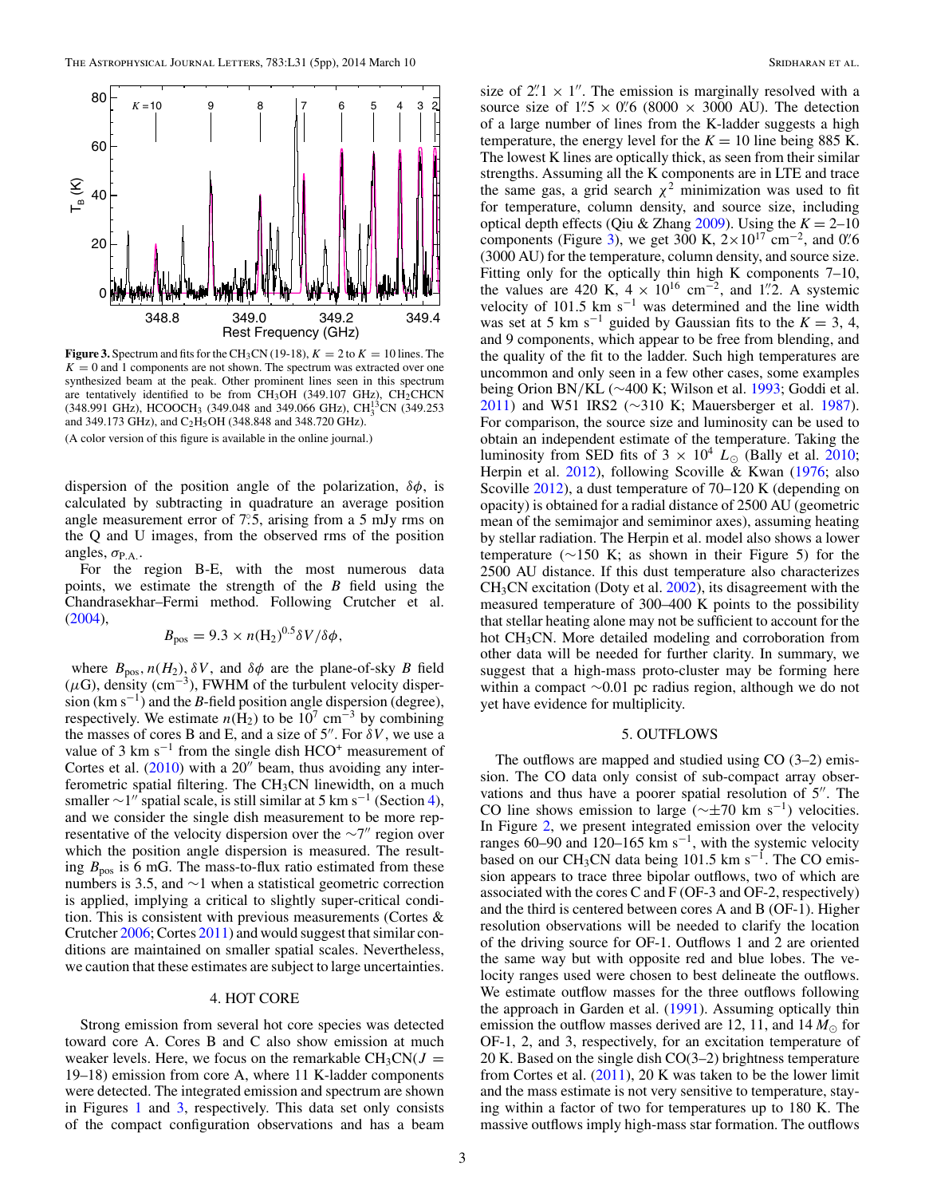**Figure 3.** Spectrum and fits for the $CH_3CN$ (19-18), $K = 2$ to $K = 10$ lines. The $K = 0$ and 1 components are not shown. The spectrum was extracted over one synthesized beam at the peak. Other prominent lines seen in this spectrum are tentatively identified to be from $CH_3OH$ (349.107 GHz), $CH_2CHCN$ (348.991 GHz), $HCOOCH_3$ (349.048 and 349.066 GHz), $CH_3^{13}CN$ (349.253 and 349.173 GHz), and $C_2H_5OH$ (348.848 and 348.720 GHz).

(A color version of this figure is available in the online journal.)

dispersion of the position angle of the polarization, $\delta\phi$, is calculated by subtracting in quadrature an average position angle measurement error of 7°.5, arising from a 5 mJy rms on the Q and U images, from the observed rms of the position angles, $\sigma_{\mathrm{P.A.}}$.

For the region B-E, with the most numerous data points, we estimate the strength of the $B$ field using the Chandrasekhar–Fermi method. Following Crutcher et al. (2004),

$$B_{\mathrm{pos}} = 9.3 \times n(\mathrm{H_2})^{0.5}\delta V/\delta\phi,$$

where $B_{\mathrm{pos}}$, $n(H_2)$, $\delta V$, and $\delta\phi$ are the plane-of-sky $B$ field ($\mu$G), density (cm$^{-3}$), FWHM of the turbulent velocity dispersion (km s$^{-1}$) and the $B$-field position angle dispersion (degree), respectively. We estimate $n(\mathrm{H_2})$ to be $10^7$ cm$^{-3}$ by combining the masses of cores B and E, and a size of 5″. For $\delta V$, we use a value of 3 km s$^{-1}$ from the single dish $HCO^+$ measurement of Cortes et al. (2010) with a 20″ beam, thus avoiding any interferometric spatial filtering. The $CH_3CN$ linewidth, on a much smaller ∼1″ spatial scale, is still similar at 5 km s$^{-1}$ (Section 4), and we consider the single dish measurement to be more representative of the velocity dispersion over the ∼7″ region over which the position angle dispersion is measured. The resulting $B_{\mathrm{pos}}$ is 6 mG. The mass-to-flux ratio estimated from these numbers is 3.5, and ∼1 when a statistical geometric correction is applied, implying a critical to slightly super-critical condition. This is consistent with previous measurements (Cortes & Crutcher 2006; Cortes 2011) and would suggest that similar conditions are maintained on smaller spatial scales. Nevertheless, we caution that these estimates are subject to large uncertainties.

## 4. HOT CORE

Strong emission from several hot core species was detected toward core A. Cores B and C also show emission at much weaker levels. Here, we focus on the remarkable $CH_3CN$($J$ = 19–18) emission from core A, where 11 K-ladder components were detected. The integrated emission and spectrum are shown in Figures 1 and 3, respectively. This data set only consists of the compact configuration observations and has a beam size of 2″.1 × 1″. The emission is marginally resolved with a source size of 1″.5 × 0″.6 (8000 × 3000 AU). The detection of a large number of lines from the K-ladder suggests a high temperature, the energy level for the $K = 10$ line being 885 K. The lowest K lines are optically thick, as seen from their similar strengths. Assuming all the K components are in LTE and trace the same gas, a grid search $\chi^2$ minimization was used to fit for temperature, column density, and source size, including optical depth effects (Qiu & Zhang 2009). Using the $K = 2$–10 components (Figure 3), we get 300 K, $2\times10^{17}$ cm$^{-2}$, and 0″.6 (3000 AU) for the temperature, column density, and source size. Fitting only for the optically thin high K components 7–10, the values are 420 K, $4 \times 10^{16}$ cm$^{-2}$, and 1″.2. A systemic velocity of 101.5 km s$^{-1}$ was determined and the line width was set at 5 km s$^{-1}$ guided by Gaussian fits to the $K = 3$, 4, and 9 components, which appear to be free from blending, and the quality of the fit to the ladder. Such high temperatures are uncommon and only seen in a few other cases, some examples being Orion BN/KL (∼400 K; Wilson et al. 1993; Goddi et al. 2011) and W51 IRS2 (∼310 K; Mauersberger et al. 1987). For comparison, the source size and luminosity can be used to obtain an independent estimate of the temperature. Taking the luminosity from SED fits of $3 \times 10^4$ $L_\odot$ (Bally et al. 2010; Herpin et al. 2012), following Scoville & Kwan (1976; also Scoville 2012), a dust temperature of 70–120 K (depending on opacity) is obtained for a radial distance of 2500 AU (geometric mean of the semimajor and semiminor axes), assuming heating by stellar radiation. The Herpin et al. model also shows a lower temperature (∼150 K; as shown in their Figure 5) for the 2500 AU distance. If this dust temperature also characterizes $CH_3CN$ excitation (Doty et al. 2002), its disagreement with the measured temperature of 300–400 K points to the possibility that stellar heating alone may not be sufficient to account for the hot $CH_3CN$. More detailed modeling and corroboration from other data will be needed for further clarity. In summary, we suggest that a high-mass proto-cluster may be forming here within a compact ∼0.01 pc radius region, although we do not yet have evidence for multiplicity.

## 5. OUTFLOWS

The outflows are mapped and studied using CO (3–2) emission. The CO data only consist of sub-compact array observations and thus have a poorer spatial resolution of 5″. The CO line shows emission to large (∼±70 km s$^{-1}$) velocities. In Figure 2, we present integrated emission over the velocity ranges 60–90 and 120–165 km s$^{-1}$, with the systemic velocity based on our $CH_3CN$ data being 101.5 km s$^{-1}$. The CO emission appears to trace three bipolar outflows, two of which are associated with the cores C and F (OF-3 and OF-2, respectively) and the third is centered between cores A and B (OF-1). Higher resolution observations will be needed to clarify the location of the driving source for OF-1. Outflows 1 and 2 are oriented the same way but with opposite red and blue lobes. The velocity ranges used were chosen to best delineate the outflows. We estimate outflow masses for the three outflows following the approach in Garden et al. (1991). Assuming optically thin emission the outflow masses derived are 12, 11, and 14 $M_\odot$ for OF-1, 2, and 3, respectively, for an excitation temperature of 20 K. Based on the single dish CO(3–2) brightness temperature from Cortes et al. (2011), 20 K was taken to be the lower limit and the mass estimate is not very sensitive to temperature, staying within a factor of two for temperatures up to 180 K. The massive outflows imply high-mass star formation. The outflows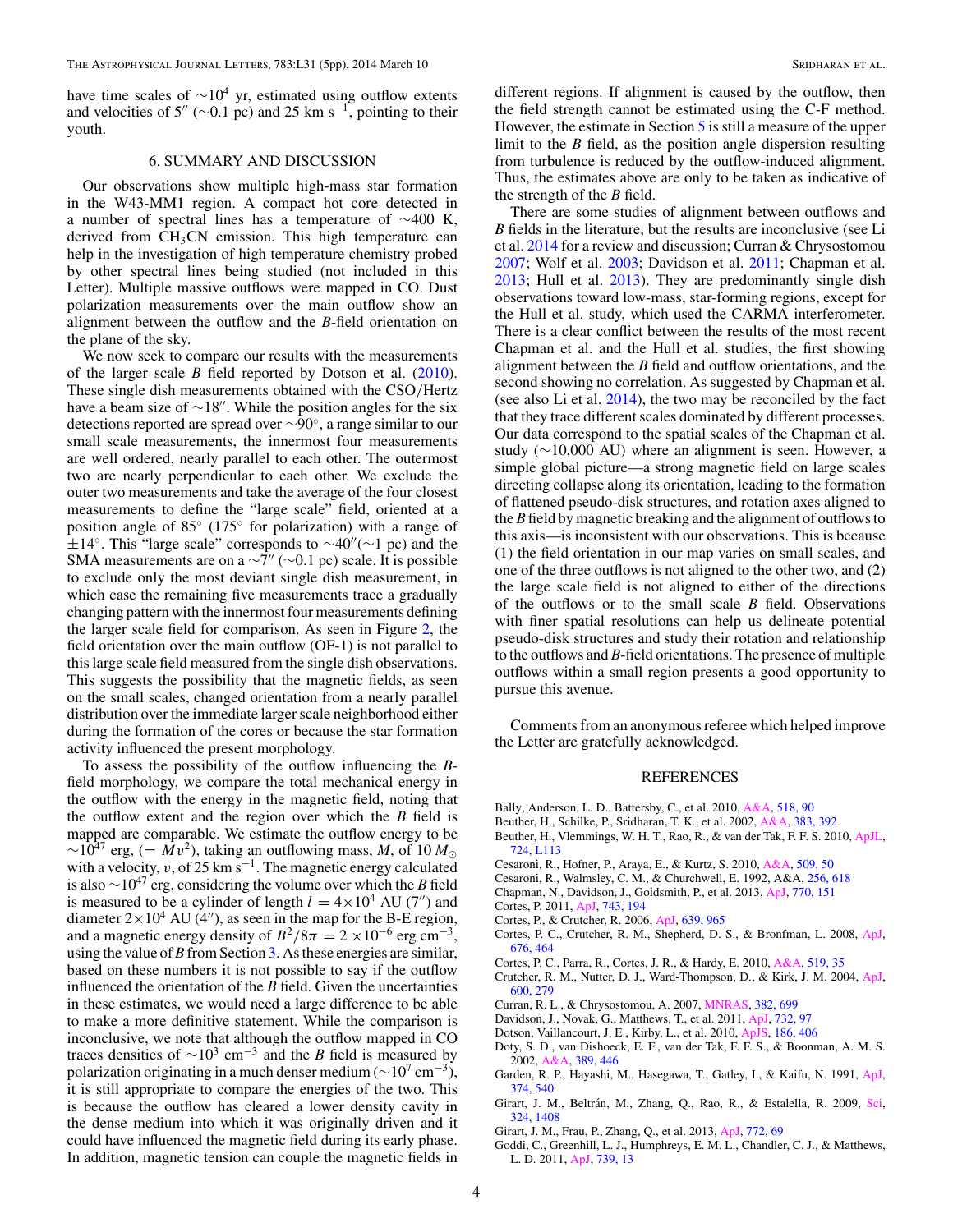have time scales of $\sim 10^4$ yr, estimated using outflow extents and velocities of $5''$ ($\sim$0.1 pc) and 25 km s$^{-1}$, pointing to their youth.

## 6. SUMMARY AND DISCUSSION

Our observations show multiple high-mass star formation in the W43-MM1 region. A compact hot core detected in a number of spectral lines has a temperature of $\sim$400 K, derived from $CH_3CN$ emission. This high temperature can help in the investigation of high temperature chemistry probed by other spectral lines being studied (not included in this Letter). Multiple massive outflows were mapped in CO. Dust polarization measurements over the main outflow show an alignment between the outflow and the *B*-field orientation on the plane of the sky.

We now seek to compare our results with the measurements of the larger scale *B* field reported by Dotson et al. (2010). These single dish measurements obtained with the CSO/Hertz have a beam size of $\sim 18''$. While the position angles for the six detections reported are spread over $\sim 90^\circ$, a range similar to our small scale measurements, the innermost four measurements are well ordered, nearly parallel to each other. The outermost two are nearly perpendicular to each other. We exclude the outer two measurements and take the average of the four closest measurements to define the "large scale" field, oriented at a position angle of $85^\circ$ ($175^\circ$ for polarization) with a range of $\pm 14^\circ$. This "large scale" corresponds to $\sim 40''$($\sim$1 pc) and the SMA measurements are on a $\sim 7''$ ($\sim$0.1 pc) scale. It is possible to exclude only the most deviant single dish measurement, in which case the remaining five measurements trace a gradually changing pattern with the innermost four measurements defining the larger scale field for comparison. As seen in Figure 2, the field orientation over the main outflow (OF-1) is not parallel to this large scale field measured from the single dish observations. This suggests the possibility that the magnetic fields, as seen on the small scales, changed orientation from a nearly parallel distribution over the immediate larger scale neighborhood either during the formation of the cores or because the star formation activity influenced the present morphology.

To assess the possibility of the outflow influencing the *B*-field morphology, we compare the total mechanical energy in the outflow with the energy in the magnetic field, noting that the outflow extent and the region over which the *B* field is mapped are comparable. We estimate the outflow energy to be $\sim 10^{47}$ erg, ($= Mv^2$), taking an outflowing mass, $M$, of 10 $M_\odot$ with a velocity, $v$, of 25 km s$^{-1}$. The magnetic energy calculated is also $\sim 10^{47}$ erg, considering the volume over which the *B* field is measured to be a cylinder of length $l = 4\times10^4$ AU ($7''$) and diameter $2\times10^4$ AU ($4''$), as seen in the map for the B-E region, and a magnetic energy density of $B^2/8\pi = 2\times10^{-6}$ erg cm$^{-3}$, using the value of $B$ from Section 3. As these energies are similar, based on these numbers it is not possible to say if the outflow influenced the orientation of the *B* field. Given the uncertainties in these estimates, we would need a large difference to be able to make a more definitive statement. While the comparison is inconclusive, we note that although the outflow mapped in CO traces densities of $\sim 10^3$ cm$^{-3}$ and the *B* field is measured by polarization originating in a much denser medium ($\sim 10^7$ cm$^{-3}$), it is still appropriate to compare the energies of the two. This is because the outflow has cleared a lower density cavity in the dense medium into which it was originally driven and it could have influenced the magnetic field during its early phase. In addition, magnetic tension can couple the magnetic fields in different regions. If alignment is caused by the outflow, then the field strength cannot be estimated using the C-F method. However, the estimate in Section 5 is still a measure of the upper limit to the *B* field, as the position angle dispersion resulting from turbulence is reduced by the outflow-induced alignment. Thus, the estimates above are only to be taken as indicative of the strength of the *B* field.

There are some studies of alignment between outflows and *B* fields in the literature, but the results are inconclusive (see Li et al. 2014 for a review and discussion; Curran & Chrysostomou 2007; Wolf et al. 2003; Davidson et al. 2011; Chapman et al. 2013; Hull et al. 2013). They are predominantly single dish observations toward low-mass, star-forming regions, except for the Hull et al. study, which used the CARMA interferometer. There is a clear conflict between the results of the most recent Chapman et al. and the Hull et al. studies, the first showing alignment between the *B* field and outflow orientations, and the second showing no correlation. As suggested by Chapman et al. (see also Li et al. 2014), the two may be reconciled by the fact that they trace different scales dominated by different processes. Our data correspond to the spatial scales of the Chapman et al. study ($\sim$10,000 AU) where an alignment is seen. However, a simple global picture—a strong magnetic field on large scales directing collapse along its orientation, leading to the formation of flattened pseudo-disk structures, and rotation axes aligned to the *B* field by magnetic breaking and the alignment of outflows to this axis—is inconsistent with our observations. This is because (1) the field orientation in our map varies on small scales, and one of the three outflows is not aligned to the other two, and (2) the large scale field is not aligned to either of the directions of the outflows or to the small scale *B* field. Observations with finer spatial resolutions can help us delineate potential pseudo-disk structures and study their rotation and relationship to the outflows and *B*-field orientations. The presence of multiple outflows within a small region presents a good opportunity to pursue this avenue.

Comments from an anonymous referee which helped improve the Letter are gratefully acknowledged.

## REFERENCES

Bally, Anderson, L. D., Battersby, C., et al. 2010, A&A, 518, 90
Beuther, H., Schilke, P., Sridharan, T. K., et al. 2002, A&A, 383, 392
Beuther, H., Vlemmings, W. H. T., Rao, R., & van der Tak, F. F. S. 2010, ApJL, 724, L113
Cesaroni, R., Hofner, P., Araya, E., & Kurtz, S. 2010, A&A, 509, 50
Cesaroni, R., Walmsley, C. M., & Churchwell, E. 1992, A&A, 256, 618
Chapman, N., Davidson, J., Goldsmith, P., et al. 2013, ApJ, 770, 151
Cortes, P. 2011, ApJ, 743, 194
Cortes, P., & Crutcher, R. 2006, ApJ, 639, 965
Cortes, P. C., Crutcher, R. M., Shepherd, D. S., & Bronfman, L. 2008, ApJ, 676, 464
Cortes, P. C., Parra, R., Cortes, J. R., & Hardy, E. 2010, A&A, 519, 35
Crutcher, R. M., Nutter, D. J., Ward-Thompson, D., & Kirk, J. M. 2004, ApJ, 600, 279
Curran, R. L., & Chrysostomou, A. 2007, MNRAS, 382, 699
Davidson, J., Novak, G., Matthews, T., et al. 2011, ApJ, 732, 97
Dotson, Vaillancourt, J. E., Kirby, L., et al. 2010, ApJS, 186, 406
Doty, S. D., van Dishoeck, E. F., van der Tak, F. F. S., & Boonman, A. M. S. 2002, A&A, 389, 446
Garden, R. P., Hayashi, M., Hasegawa, T., Gatley, I., & Kaifu, N. 1991, ApJ, 374, 540
Girart, J. M., Beltrán, M., Zhang, Q., Rao, R., & Estalella, R. 2009, Sci, 324, 1408
Girart, J. M., Frau, P., Zhang, Q., et al. 2013, ApJ, 772, 69
Goddi, C., Greenhill, L. J., Humphreys, E. M. L., Chandler, C. J., & Matthews, L. D. 2011, ApJ, 739, 13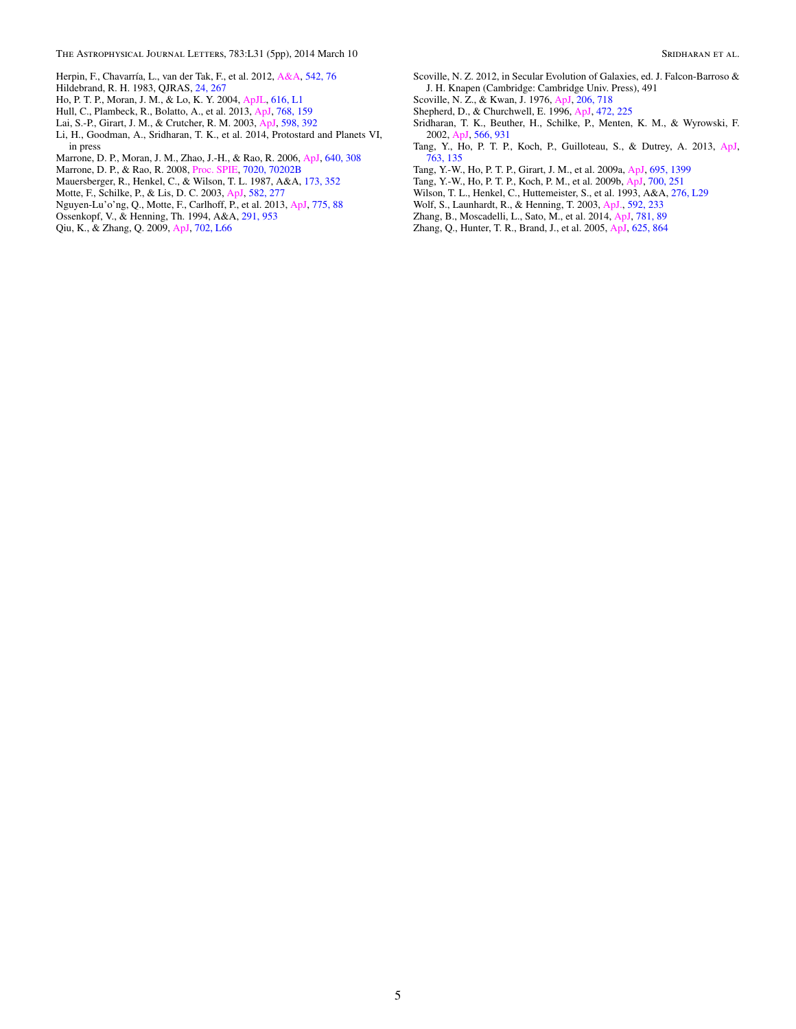Herpin, F., Chavarría, L., van der Tak, F., et al. 2012, A&A, 542, 76

Hildebrand, R. H. 1983, QJRAS, 24, 267

Ho, P. T. P., Moran, J. M., & Lo, K. Y. 2004, ApJL, 616, L1

Hull, C., Plambeck, R., Bolatto, A., et al. 2013, ApJ, 768, 159

Lai, S.-P., Girart, J. M., & Crutcher, R. M. 2003, ApJ, 598, 392

Li, H., Goodman, A., Sridharan, T. K., et al. 2014, Protostard and Planets VI, in press

Marrone, D. P., Moran, J. M., Zhao, J.-H., & Rao, R. 2006, ApJ, 640, 308

Marrone, D. P., & Rao, R. 2008, Proc. SPIE, 7020, 70202B

Mauersberger, R., Henkel, C., & Wilson, T. L. 1987, A&A, 173, 352

Motte, F., Schilke, P., & Lis, D. C. 2003, ApJ, 582, 277

Nguyen-Lu'o'ng, Q., Motte, F., Carlhoff, P., et al. 2013, ApJ, 775, 88

Ossenkopf, V., & Henning, Th. 1994, A&A, 291, 953

Qiu, K., & Zhang, Q. 2009, ApJ, 702, L66

Scoville, N. Z. 2012, in Secular Evolution of Galaxies, ed. J. Falcon-Barroso & J. H. Knapen (Cambridge: Cambridge Univ. Press), 491

Scoville, N. Z., & Kwan, J. 1976, ApJ, 206, 718

Shepherd, D., & Churchwell, E. 1996, ApJ, 472, 225

Sridharan, T. K., Beuther, H., Schilke, P., Menten, K. M., & Wyrowski, F. 2002, ApJ, 566, 931

Tang, Y., Ho, P. T. P., Koch, P., Guilloteau, S., & Dutrey, A. 2013, ApJ, 763, 135

Tang, Y.-W., Ho, P. T. P., Girart, J. M., et al. 2009a, ApJ, 695, 1399

Tang, Y.-W., Ho, P. T. P., Koch, P. M., et al. 2009b, ApJ, 700, 251

Wilson, T. L., Henkel, C., Huttemeister, S., et al. 1993, A&A, 276, L29

Wolf, S., Launhardt, R., & Henning, T. 2003, ApJ., 592, 233

Zhang, B., Moscadelli, L., Sato, M., et al. 2014, ApJ, 781, 89

Zhang, Q., Hunter, T. R., Brand, J., et al. 2005, ApJ, 625, 864